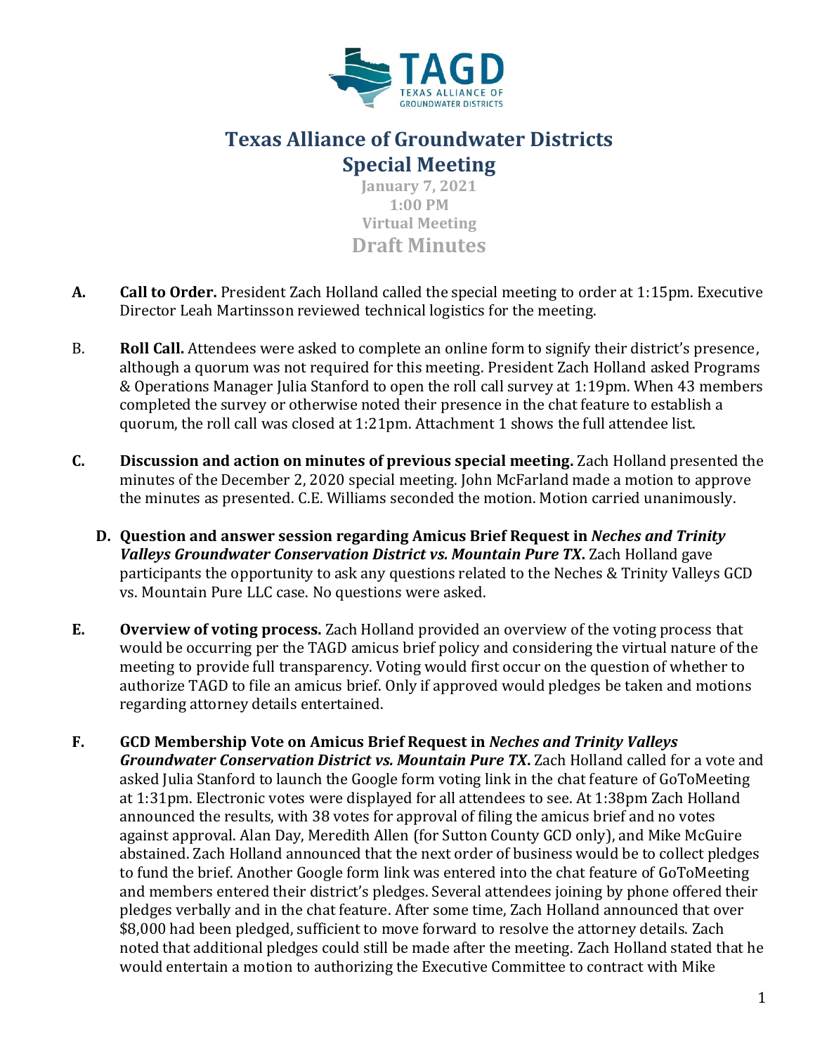# Texas Alliance of Groundwater Districts
## Special Meeting

**January 7, 2021**
**1:00 PM**
**Virtual Meeting**
**Draft Minutes**

**A. Call to Order.** President Zach Holland called the special meeting to order at 1:15pm. Executive Director Leah Martinsson reviewed technical logistics for the meeting.

B. **Roll Call.** Attendees were asked to complete an online form to signify their district's presence, although a quorum was not required for this meeting. President Zach Holland asked Programs & Operations Manager Julia Stanford to open the roll call survey at 1:19pm. When 43 members completed the survey or otherwise noted their presence in the chat feature to establish a quorum, the roll call was closed at 1:21pm. Attachment 1 shows the full attendee list.

**C. Discussion and action on minutes of previous special meeting.** Zach Holland presented the minutes of the December 2, 2020 special meeting. John McFarland made a motion to approve the minutes as presented. C.E. Williams seconded the motion. Motion carried unanimously.

**D. Question and answer session regarding Amicus Brief Request in *Neches and Trinity Valleys Groundwater Conservation District vs. Mountain Pure TX*.** Zach Holland gave participants the opportunity to ask any questions related to the Neches & Trinity Valleys GCD vs. Mountain Pure LLC case. No questions were asked.

**E. Overview of voting process.** Zach Holland provided an overview of the voting process that would be occurring per the TAGD amicus brief policy and considering the virtual nature of the meeting to provide full transparency. Voting would first occur on the question of whether to authorize TAGD to file an amicus brief. Only if approved would pledges be taken and motions regarding attorney details entertained.

**F. GCD Membership Vote on Amicus Brief Request in *Neches and Trinity Valleys Groundwater Conservation District vs. Mountain Pure TX*.** Zach Holland called for a vote and asked Julia Stanford to launch the Google form voting link in the chat feature of GoToMeeting at 1:31pm. Electronic votes were displayed for all attendees to see. At 1:38pm Zach Holland announced the results, with 38 votes for approval of filing the amicus brief and no votes against approval. Alan Day, Meredith Allen (for Sutton County GCD only), and Mike McGuire abstained. Zach Holland announced that the next order of business would be to collect pledges to fund the brief. Another Google form link was entered into the chat feature of GoToMeeting and members entered their district's pledges. Several attendees joining by phone offered their pledges verbally and in the chat feature. After some time, Zach Holland announced that over $8,000 had been pledged, sufficient to move forward to resolve the attorney details. Zach noted that additional pledges could still be made after the meeting. Zach Holland stated that he would entertain a motion to authorizing the Executive Committee to contract with Mike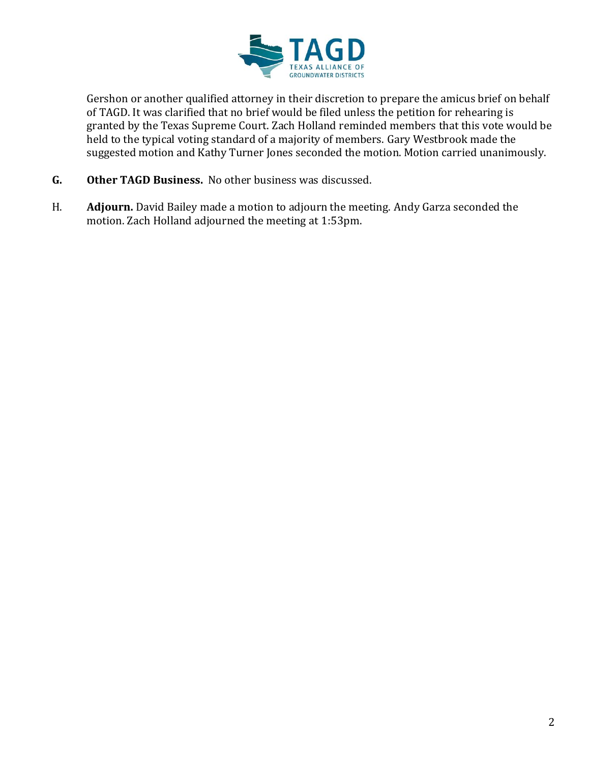Gershon or another qualified attorney in their discretion to prepare the amicus brief on behalf of TAGD. It was clarified that no brief would be filed unless the petition for rehearing is granted by the Texas Supreme Court. Zach Holland reminded members that this vote would be held to the typical voting standard of a majority of members. Gary Westbrook made the suggested motion and Kathy Turner Jones seconded the motion. Motion carried unanimously.

**G.** **Other TAGD Business.** No other business was discussed.

H. **Adjourn.** David Bailey made a motion to adjourn the meeting. Andy Garza seconded the motion. Zach Holland adjourned the meeting at 1:53pm.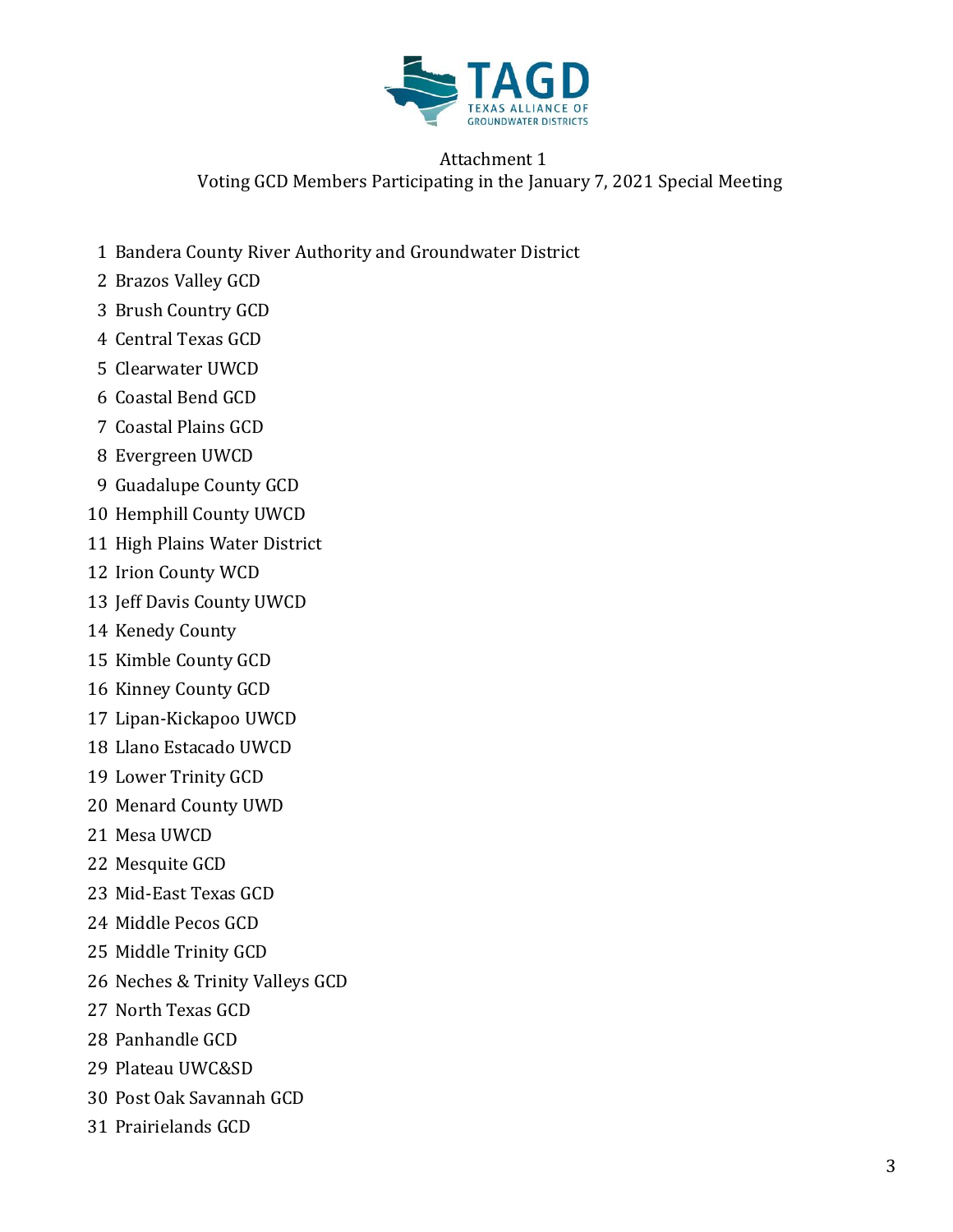TAGD
TEXAS ALLIANCE OF GROUNDWATER DISTRICTS

Attachment 1
Voting GCD Members Participating in the January 7, 2021 Special Meeting

1. Bandera County River Authority and Groundwater District
2. Brazos Valley GCD
3. Brush Country GCD
4. Central Texas GCD
5. Clearwater UWCD
6. Coastal Bend GCD
7. Coastal Plains GCD
8. Evergreen UWCD
9. Guadalupe County GCD
10. Hemphill County UWCD
11. High Plains Water District
12. Irion County WCD
13. Jeff Davis County UWCD
14. Kenedy County
15. Kimble County GCD
16. Kinney County GCD
17. Lipan-Kickapoo UWCD
18. Llano Estacado UWCD
19. Lower Trinity GCD
20. Menard County UWD
21. Mesa UWCD
22. Mesquite GCD
23. Mid-East Texas GCD
24. Middle Pecos GCD
25. Middle Trinity GCD
26. Neches & Trinity Valleys GCD
27. North Texas GCD
28. Panhandle GCD
29. Plateau UWC&SD
30. Post Oak Savannah GCD
31. Prairielands GCD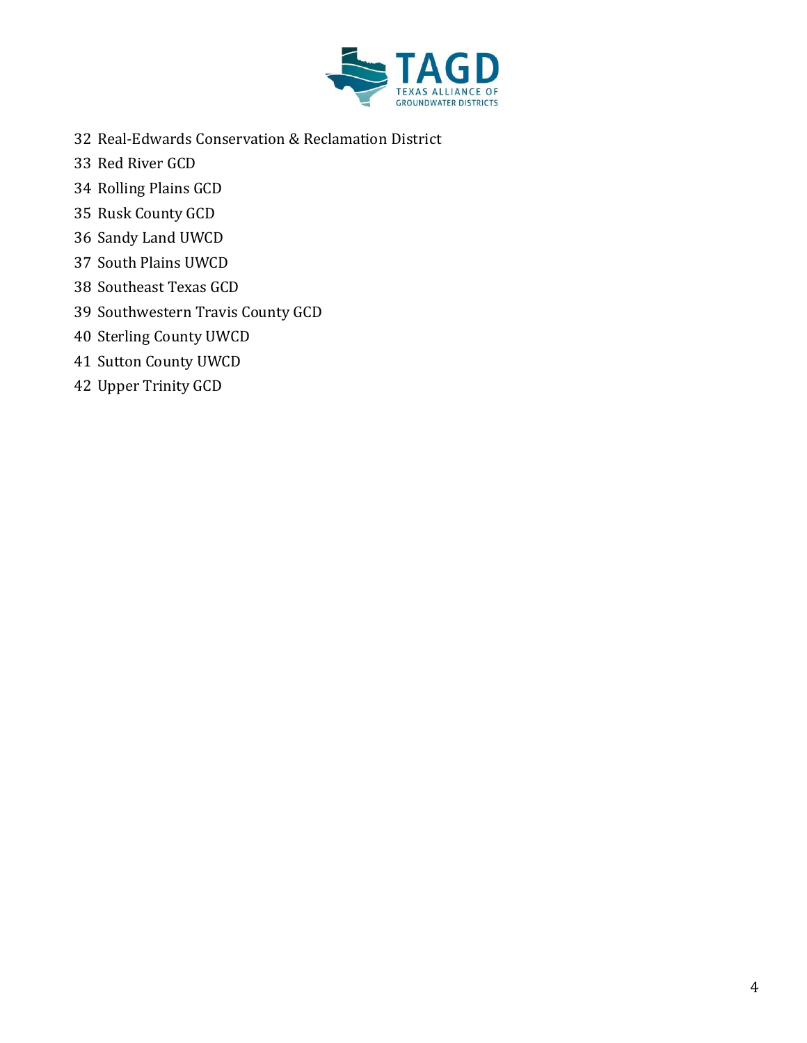32 Real-Edwards Conservation & Reclamation District
33 Red River GCD
34 Rolling Plains GCD
35 Rusk County GCD
36 Sandy Land UWCD
37 South Plains UWCD
38 Southeast Texas GCD
39 Southwestern Travis County GCD
40 Sterling County UWCD
41 Sutton County UWCD
42 Upper Trinity GCD